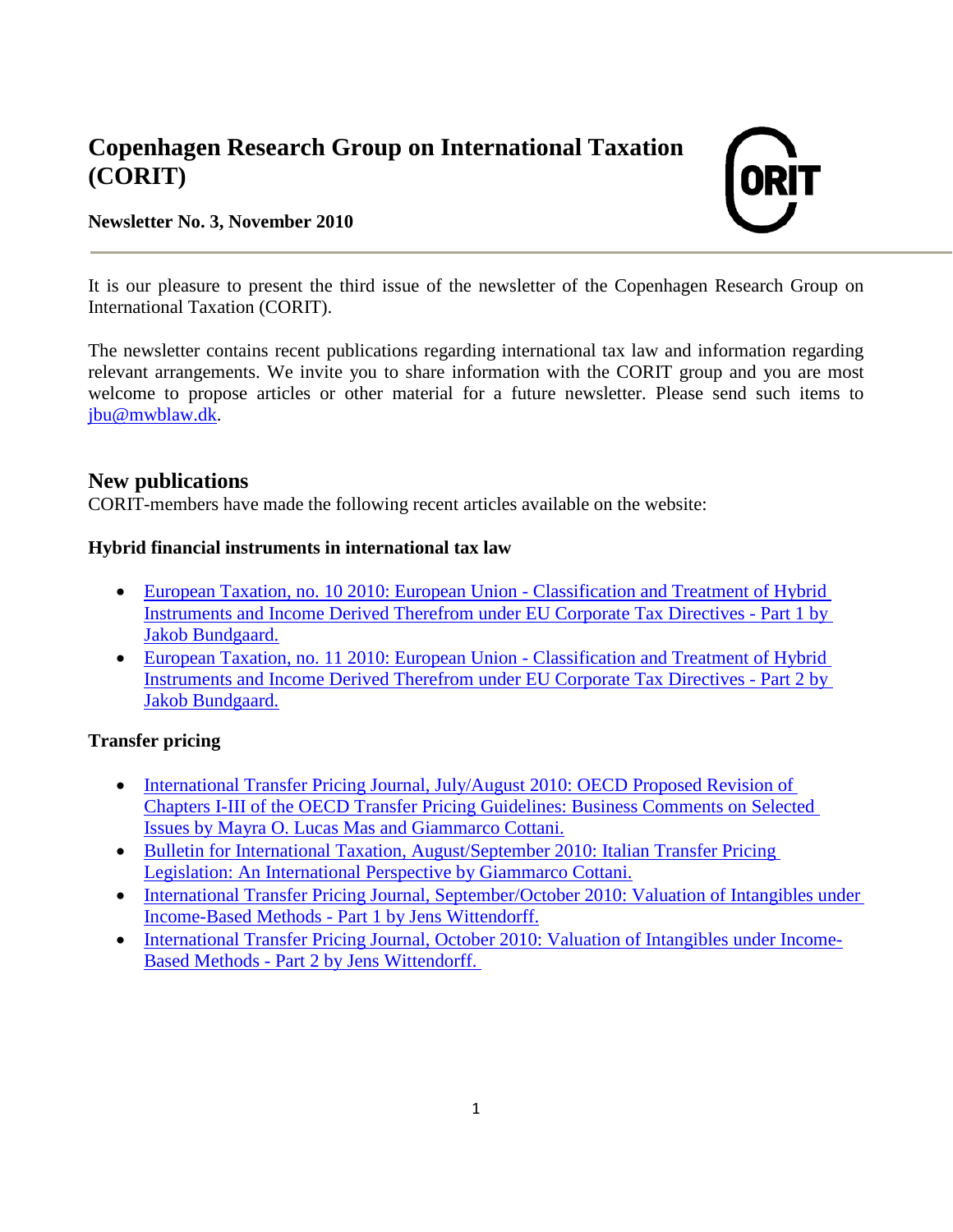# Copenhagen Research Group on International Taxation (CORIT)

**Newsletter No. 3, November 2010**

---

It is our pleasure to present the third issue of the newsletter of the Copenhagen Research Group on International Taxation (CORIT).

The newsletter contains recent publications regarding international tax law and information regarding relevant arrangements. We invite you to share information with the CORIT group and you are most welcome to propose articles or other material for a future newsletter. Please send such items to jbu@mwblaw.dk.

## New publications

CORIT-members have made the following recent articles available on the website:

**Hybrid financial instruments in international tax law**

- European Taxation, no. 10 2010: European Union - Classification and Treatment of Hybrid Instruments and Income Derived Therefrom under EU Corporate Tax Directives - Part 1 by Jakob Bundgaard.
- European Taxation, no. 11 2010: European Union - Classification and Treatment of Hybrid Instruments and Income Derived Therefrom under EU Corporate Tax Directives - Part 2 by Jakob Bundgaard.

**Transfer pricing**

- International Transfer Pricing Journal, July/August 2010: OECD Proposed Revision of Chapters I-III of the OECD Transfer Pricing Guidelines: Business Comments on Selected Issues by Mayra O. Lucas Mas and Giammarco Cottani.
- Bulletin for International Taxation, August/September 2010: Italian Transfer Pricing Legislation: An International Perspective by Giammarco Cottani.
- International Transfer Pricing Journal, September/October 2010: Valuation of Intangibles under Income-Based Methods - Part 1 by Jens Wittendorff.
- International Transfer Pricing Journal, October 2010: Valuation of Intangibles under Income-Based Methods - Part 2 by Jens Wittendorff.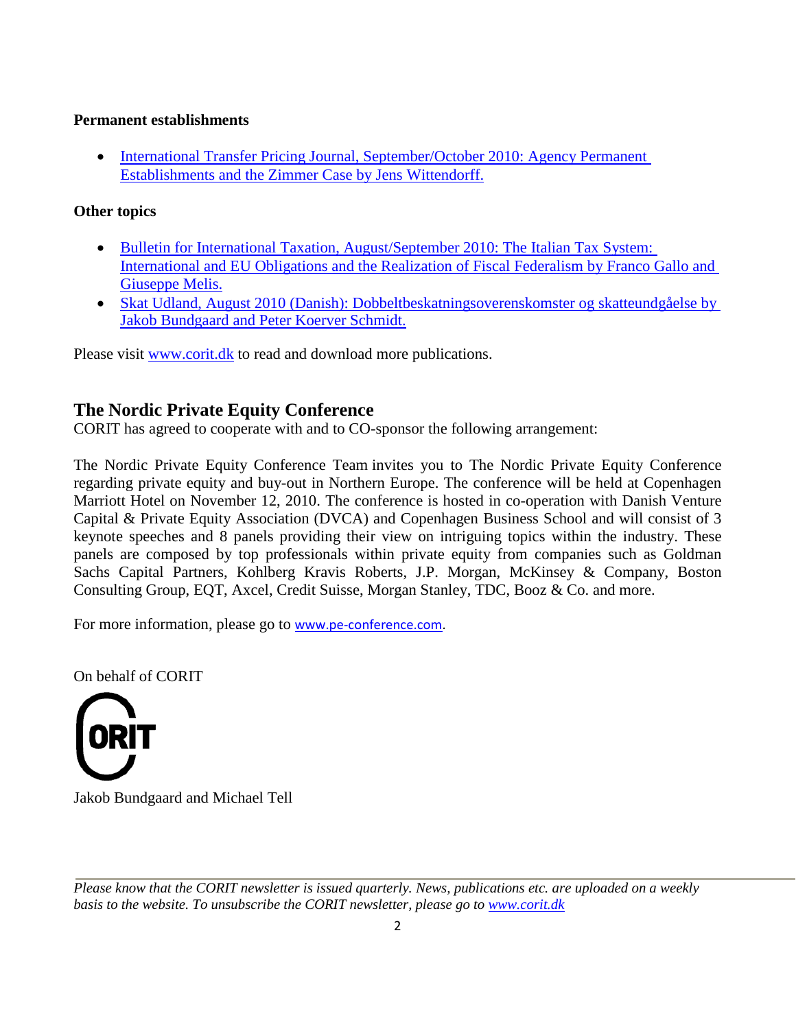**Permanent establishments**

- International Transfer Pricing Journal, September/October 2010: Agency Permanent Establishments and the Zimmer Case by Jens Wittendorff.

**Other topics**

- Bulletin for International Taxation, August/September 2010: The Italian Tax System: International and EU Obligations and the Realization of Fiscal Federalism by Franco Gallo and Giuseppe Melis.
- Skat Udland, August 2010 (Danish): Dobbeltbeskatningsoverenskomster og skatteundgåelse by Jakob Bundgaard and Peter Koerver Schmidt.

Please visit www.corit.dk to read and download more publications.

## The Nordic Private Equity Conference

CORIT has agreed to cooperate with and to CO-sponsor the following arrangement:

The Nordic Private Equity Conference Team invites you to The Nordic Private Equity Conference regarding private equity and buy-out in Northern Europe. The conference will be held at Copenhagen Marriott Hotel on November 12, 2010. The conference is hosted in co-operation with Danish Venture Capital & Private Equity Association (DVCA) and Copenhagen Business School and will consist of 3 keynote speeches and 8 panels providing their view on intriguing topics within the industry. These panels are composed by top professionals within private equity from companies such as Goldman Sachs Capital Partners, Kohlberg Kravis Roberts, J.P. Morgan, McKinsey & Company, Boston Consulting Group, EQT, Axcel, Credit Suisse, Morgan Stanley, TDC, Booz & Co. and more.

For more information, please go to www.pe-conference.com.

On behalf of CORIT

CORIT

Jakob Bundgaard and Michael Tell

*Please know that the CORIT newsletter is issued quarterly. News, publications etc. are uploaded on a weekly basis to the website. To unsubscribe the CORIT newsletter, please go to www.corit.dk*